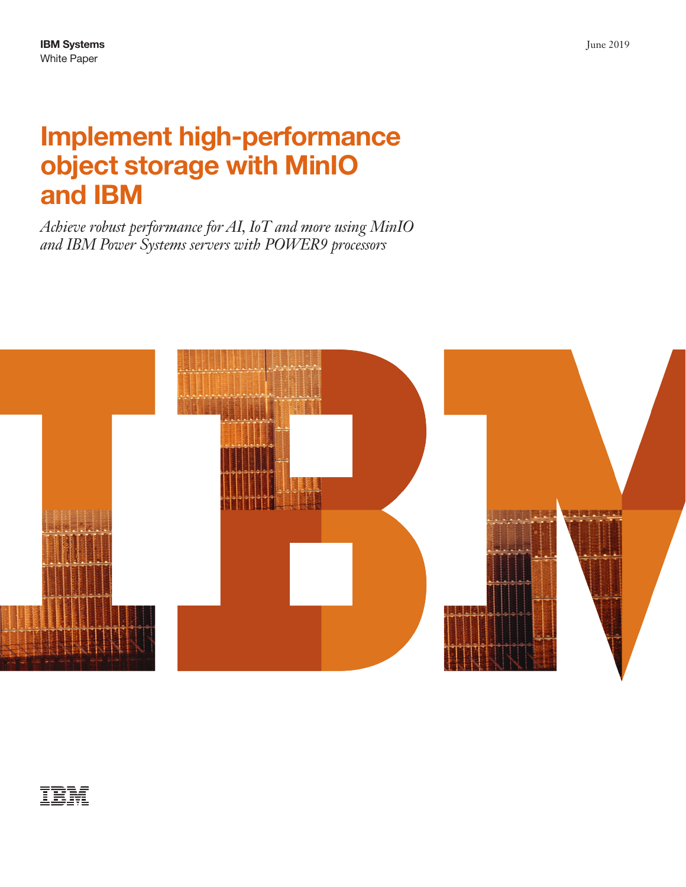**IBM Systems**
White Paper

June 2019

# Implement high-performance object storage with MinIO and IBM

*Achieve robust performance for AI, IoT and more using MinIO and IBM Power Systems servers with POWER9 processors*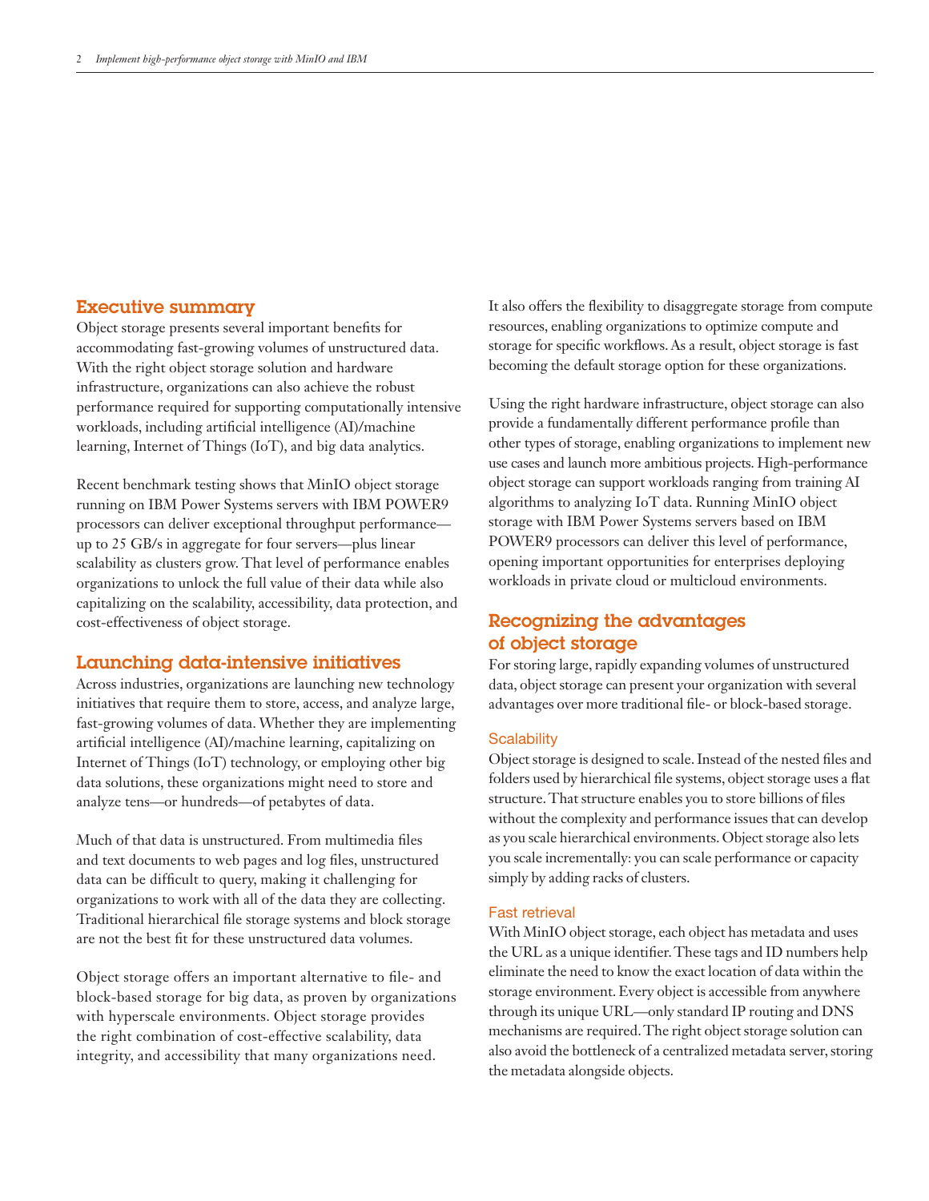## Executive summary

Object storage presents several important benefits for accommodating fast-growing volumes of unstructured data. With the right object storage solution and hardware infrastructure, organizations can also achieve the robust performance required for supporting computationally intensive workloads, including artificial intelligence (AI)/machine learning, Internet of Things (IoT), and big data analytics.

Recent benchmark testing shows that MinIO object storage running on IBM Power Systems servers with IBM POWER9 processors can deliver exceptional throughput performance—up to 25 GB/s in aggregate for four servers—plus linear scalability as clusters grow. That level of performance enables organizations to unlock the full value of their data while also capitalizing on the scalability, accessibility, data protection, and cost-effectiveness of object storage.

## Launching data-intensive initiatives

Across industries, organizations are launching new technology initiatives that require them to store, access, and analyze large, fast-growing volumes of data. Whether they are implementing artificial intelligence (AI)/machine learning, capitalizing on Internet of Things (IoT) technology, or employing other big data solutions, these organizations might need to store and analyze tens—or hundreds—of petabytes of data.

Much of that data is unstructured. From multimedia files and text documents to web pages and log files, unstructured data can be difficult to query, making it challenging for organizations to work with all of the data they are collecting. Traditional hierarchical file storage systems and block storage are not the best fit for these unstructured data volumes.

Object storage offers an important alternative to file- and block-based storage for big data, as proven by organizations with hyperscale environments. Object storage provides the right combination of cost-effective scalability, data integrity, and accessibility that many organizations need. It also offers the flexibility to disaggregate storage from compute resources, enabling organizations to optimize compute and storage for specific workflows. As a result, object storage is fast becoming the default storage option for these organizations.

Using the right hardware infrastructure, object storage can also provide a fundamentally different performance profile than other types of storage, enabling organizations to implement new use cases and launch more ambitious projects. High-performance object storage can support workloads ranging from training AI algorithms to analyzing IoT data. Running MinIO object storage with IBM Power Systems servers based on IBM POWER9 processors can deliver this level of performance, opening important opportunities for enterprises deploying workloads in private cloud or multicloud environments.

## Recognizing the advantages of object storage

For storing large, rapidly expanding volumes of unstructured data, object storage can present your organization with several advantages over more traditional file- or block-based storage.

### Scalability

Object storage is designed to scale. Instead of the nested files and folders used by hierarchical file systems, object storage uses a flat structure. That structure enables you to store billions of files without the complexity and performance issues that can develop as you scale hierarchical environments. Object storage also lets you scale incrementally: you can scale performance or capacity simply by adding racks of clusters.

### Fast retrieval

With MinIO object storage, each object has metadata and uses the URL as a unique identifier. These tags and ID numbers help eliminate the need to know the exact location of data within the storage environment. Every object is accessible from anywhere through its unique URL—only standard IP routing and DNS mechanisms are required. The right object storage solution can also avoid the bottleneck of a centralized metadata server, storing the metadata alongside objects.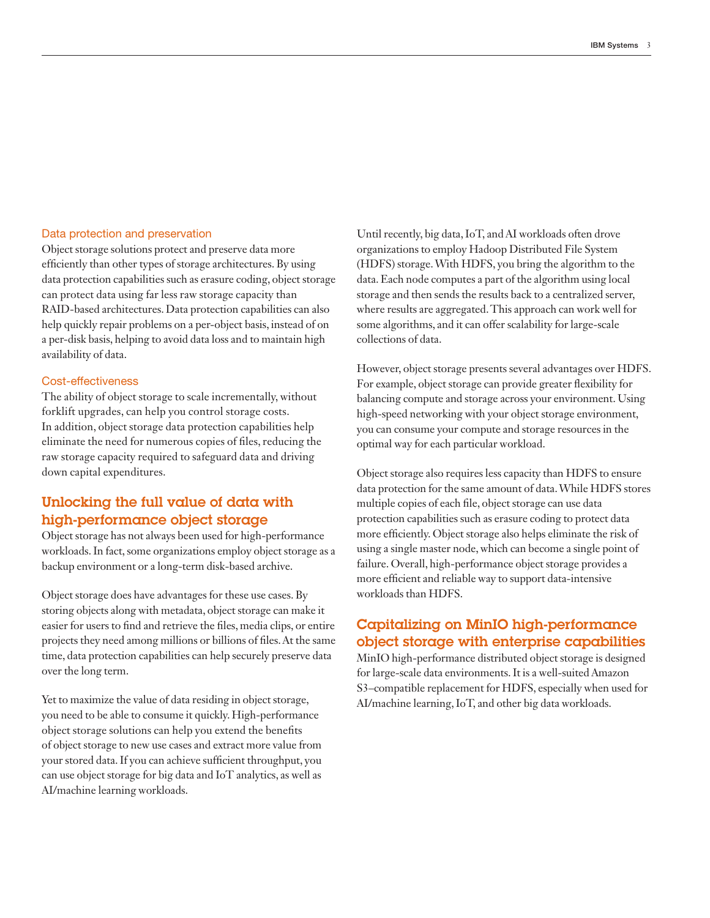### Data protection and preservation

Object storage solutions protect and preserve data more efficiently than other types of storage architectures. By using data protection capabilities such as erasure coding, object storage can protect data using far less raw storage capacity than RAID-based architectures. Data protection capabilities can also help quickly repair problems on a per-object basis, instead of on a per-disk basis, helping to avoid data loss and to maintain high availability of data.

### Cost-effectiveness

The ability of object storage to scale incrementally, without forklift upgrades, can help you control storage costs. In addition, object storage data protection capabilities help eliminate the need for numerous copies of files, reducing the raw storage capacity required to safeguard data and driving down capital expenditures.

## Unlocking the full value of data with high-performance object storage

Object storage has not always been used for high-performance workloads. In fact, some organizations employ object storage as a backup environment or a long-term disk-based archive.

Object storage does have advantages for these use cases. By storing objects along with metadata, object storage can make it easier for users to find and retrieve the files, media clips, or entire projects they need among millions or billions of files. At the same time, data protection capabilities can help securely preserve data over the long term.

Yet to maximize the value of data residing in object storage, you need to be able to consume it quickly. High-performance object storage solutions can help you extend the benefits of object storage to new use cases and extract more value from your stored data. If you can achieve sufficient throughput, you can use object storage for big data and IoT analytics, as well as AI/machine learning workloads.

Until recently, big data, IoT, and AI workloads often drove organizations to employ Hadoop Distributed File System (HDFS) storage. With HDFS, you bring the algorithm to the data. Each node computes a part of the algorithm using local storage and then sends the results back to a centralized server, where results are aggregated. This approach can work well for some algorithms, and it can offer scalability for large-scale collections of data.

However, object storage presents several advantages over HDFS. For example, object storage can provide greater flexibility for balancing compute and storage across your environment. Using high-speed networking with your object storage environment, you can consume your compute and storage resources in the optimal way for each particular workload.

Object storage also requires less capacity than HDFS to ensure data protection for the same amount of data. While HDFS stores multiple copies of each file, object storage can use data protection capabilities such as erasure coding to protect data more efficiently. Object storage also helps eliminate the risk of using a single master node, which can become a single point of failure. Overall, high-performance object storage provides a more efficient and reliable way to support data-intensive workloads than HDFS.

## Capitalizing on MinIO high-performance object storage with enterprise capabilities

MinIO high-performance distributed object storage is designed for large-scale data environments. It is a well-suited Amazon S3–compatible replacement for HDFS, especially when used for AI/machine learning, IoT, and other big data workloads.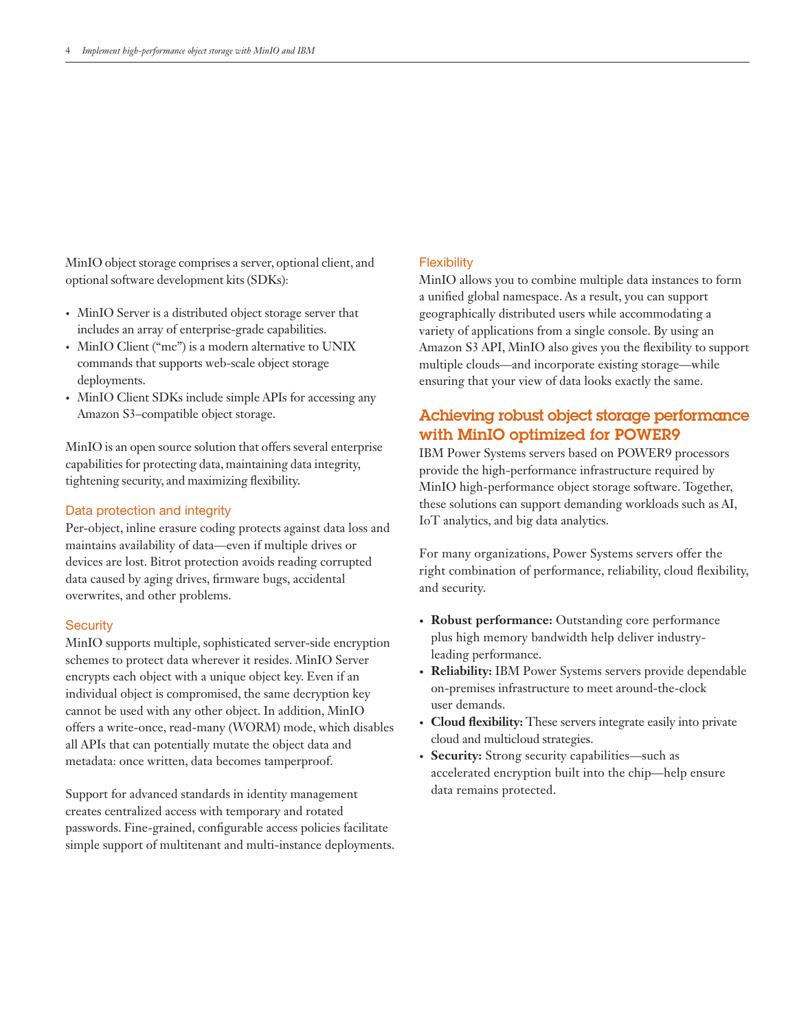MinIO object storage comprises a server, optional client, and optional software development kits (SDKs):

- MinIO Server is a distributed object storage server that includes an array of enterprise-grade capabilities.
- MinIO Client ("mc") is a modern alternative to UNIX commands that supports web-scale object storage deployments.
- MinIO Client SDKs include simple APIs for accessing any Amazon S3–compatible object storage.

MinIO is an open source solution that offers several enterprise capabilities for protecting data, maintaining data integrity, tightening security, and maximizing flexibility.

### Data protection and integrity

Per-object, inline erasure coding protects against data loss and maintains availability of data—even if multiple drives or devices are lost. Bitrot protection avoids reading corrupted data caused by aging drives, firmware bugs, accidental overwrites, and other problems.

### Security

MinIO supports multiple, sophisticated server-side encryption schemes to protect data wherever it resides. MinIO Server encrypts each object with a unique object key. Even if an individual object is compromised, the same decryption key cannot be used with any other object. In addition, MinIO offers a write-once, read-many (WORM) mode, which disables all APIs that can potentially mutate the object data and metadata: once written, data becomes tamperproof.

Support for advanced standards in identity management creates centralized access with temporary and rotated passwords. Fine-grained, configurable access policies facilitate simple support of multitenant and multi-instance deployments.

### Flexibility

MinIO allows you to combine multiple data instances to form a unified global namespace. As a result, you can support geographically distributed users while accommodating a variety of applications from a single console. By using an Amazon S3 API, MinIO also gives you the flexibility to support multiple clouds—and incorporate existing storage—while ensuring that your view of data looks exactly the same.

## Achieving robust object storage performance with MinIO optimized for POWER9

IBM Power Systems servers based on POWER9 processors provide the high-performance infrastructure required by MinIO high-performance object storage software. Together, these solutions can support demanding workloads such as AI, IoT analytics, and big data analytics.

For many organizations, Power Systems servers offer the right combination of performance, reliability, cloud flexibility, and security.

- **Robust performance:** Outstanding core performance plus high memory bandwidth help deliver industry-leading performance.
- **Reliability:** IBM Power Systems servers provide dependable on-premises infrastructure to meet around-the-clock user demands.
- **Cloud flexibility:** These servers integrate easily into private cloud and multicloud strategies.
- **Security:** Strong security capabilities—such as accelerated encryption built into the chip—help ensure data remains protected.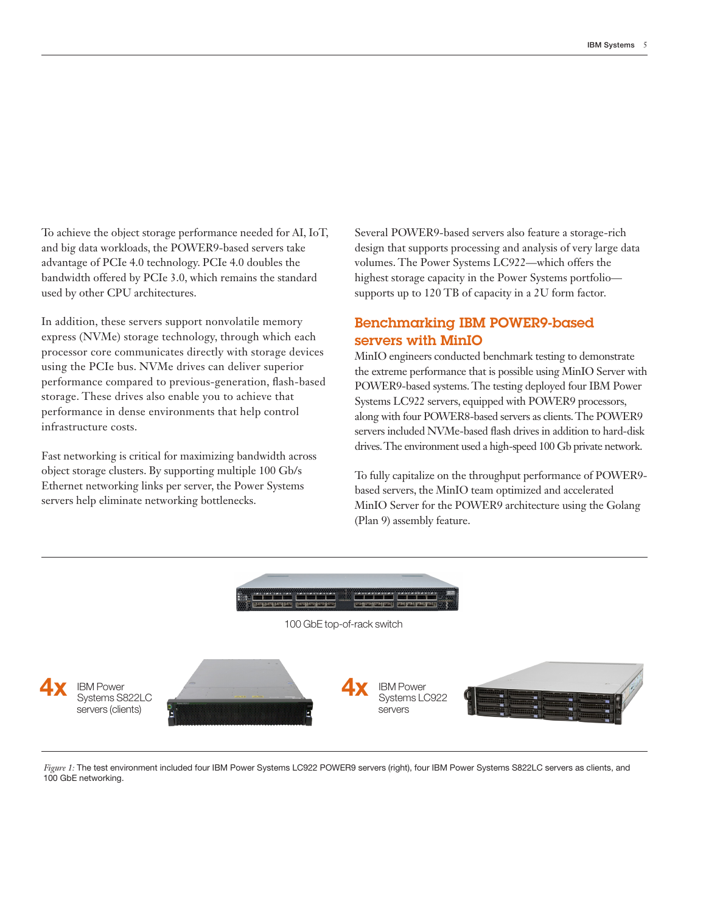To achieve the object storage performance needed for AI, IoT, and big data workloads, the POWER9-based servers take advantage of PCIe 4.0 technology. PCIe 4.0 doubles the bandwidth offered by PCIe 3.0, which remains the standard used by other CPU architectures.

In addition, these servers support nonvolatile memory express (NVMe) storage technology, through which each processor core communicates directly with storage devices using the PCIe bus. NVMe drives can deliver superior performance compared to previous-generation, flash-based storage. These drives also enable you to achieve that performance in dense environments that help control infrastructure costs.

Fast networking is critical for maximizing bandwidth across object storage clusters. By supporting multiple 100 Gb/s Ethernet networking links per server, the Power Systems servers help eliminate networking bottlenecks.

Several POWER9-based servers also feature a storage-rich design that supports processing and analysis of very large data volumes. The Power Systems LC922—which offers the highest storage capacity in the Power Systems portfolio—supports up to 120 TB of capacity in a 2U form factor.

## Benchmarking IBM POWER9-based servers with MinIO

MinIO engineers conducted benchmark testing to demonstrate the extreme performance that is possible using MinIO Server with POWER9-based systems. The testing deployed four IBM Power Systems LC922 servers, equipped with POWER9 processors, along with four POWER8-based servers as clients. The POWER9 servers included NVMe-based flash drives in addition to hard-disk drives. The environment used a high-speed 100 Gb private network.

To fully capitalize on the throughput performance of POWER9-based servers, the MinIO team optimized and accelerated MinIO Server for the POWER9 architecture using the Golang (Plan 9) assembly feature.

100 GbE top-of-rack switch

**4x** IBM Power Systems S822LC servers (clients)

**4x** IBM Power Systems LC922 servers

*Figure 1:* The test environment included four IBM Power Systems LC922 POWER9 servers (right), four IBM Power Systems S822LC servers as clients, and 100 GbE networking.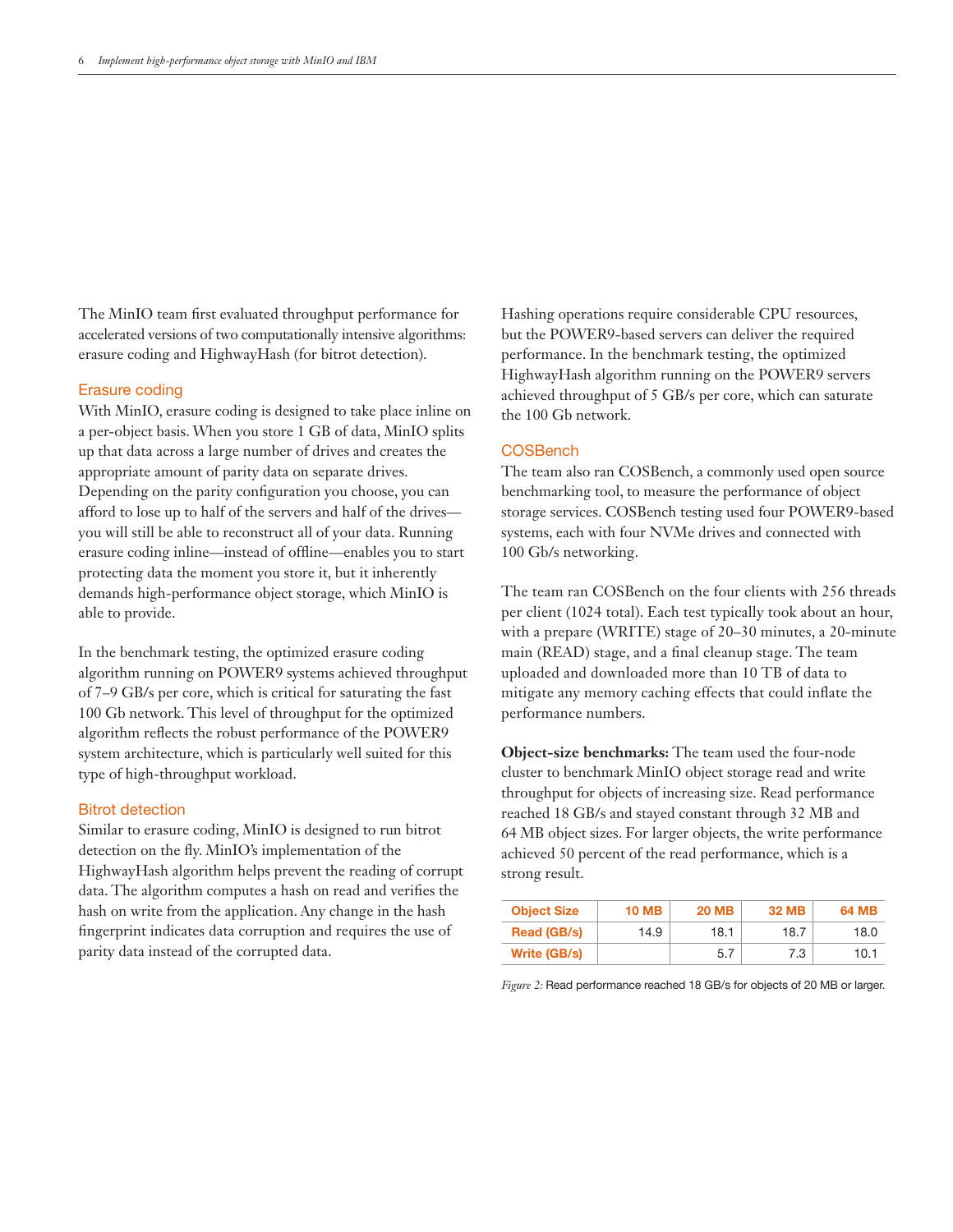The MinIO team first evaluated throughput performance for accelerated versions of two computationally intensive algorithms: erasure coding and HighwayHash (for bitrot detection).

## Erasure coding

With MinIO, erasure coding is designed to take place inline on a per-object basis. When you store 1 GB of data, MinIO splits up that data across a large number of drives and creates the appropriate amount of parity data on separate drives. Depending on the parity configuration you choose, you can afford to lose up to half of the servers and half of the drives—you will still be able to reconstruct all of your data. Running erasure coding inline—instead of offline—enables you to start protecting data the moment you store it, but it inherently demands high-performance object storage, which MinIO is able to provide.

In the benchmark testing, the optimized erasure coding algorithm running on POWER9 systems achieved throughput of 7–9 GB/s per core, which is critical for saturating the fast 100 Gb network. This level of throughput for the optimized algorithm reflects the robust performance of the POWER9 system architecture, which is particularly well suited for this type of high-throughput workload.

## Bitrot detection

Similar to erasure coding, MinIO is designed to run bitrot detection on the fly. MinIO's implementation of the HighwayHash algorithm helps prevent the reading of corrupt data. The algorithm computes a hash on read and verifies the hash on write from the application. Any change in the hash fingerprint indicates data corruption and requires the use of parity data instead of the corrupted data.

Hashing operations require considerable CPU resources, but the POWER9-based servers can deliver the required performance. In the benchmark testing, the optimized HighwayHash algorithm running on the POWER9 servers achieved throughput of 5 GB/s per core, which can saturate the 100 Gb network.

## COSBench

The team also ran COSBench, a commonly used open source benchmarking tool, to measure the performance of object storage services. COSBench testing used four POWER9-based systems, each with four NVMe drives and connected with 100 Gb/s networking.

The team ran COSBench on the four clients with 256 threads per client (1024 total). Each test typically took about an hour, with a prepare (WRITE) stage of 20–30 minutes, a 20-minute main (READ) stage, and a final cleanup stage. The team uploaded and downloaded more than 10 TB of data to mitigate any memory caching effects that could inflate the performance numbers.

**Object-size benchmarks:** The team used the four-node cluster to benchmark MinIO object storage read and write throughput for objects of increasing size. Read performance reached 18 GB/s and stayed constant through 32 MB and 64 MB object sizes. For larger objects, the write performance achieved 50 percent of the read performance, which is a strong result.

| Object Size | 10 MB | 20 MB | 32 MB | 64 MB |
|---|---|---|---|---|
| Read (GB/s) | 14.9 | 18.1 | 18.7 | 18.0 |
| Write (GB/s) | | 5.7 | 7.3 | 10.1 |

*Figure 2:* Read performance reached 18 GB/s for objects of 20 MB or larger.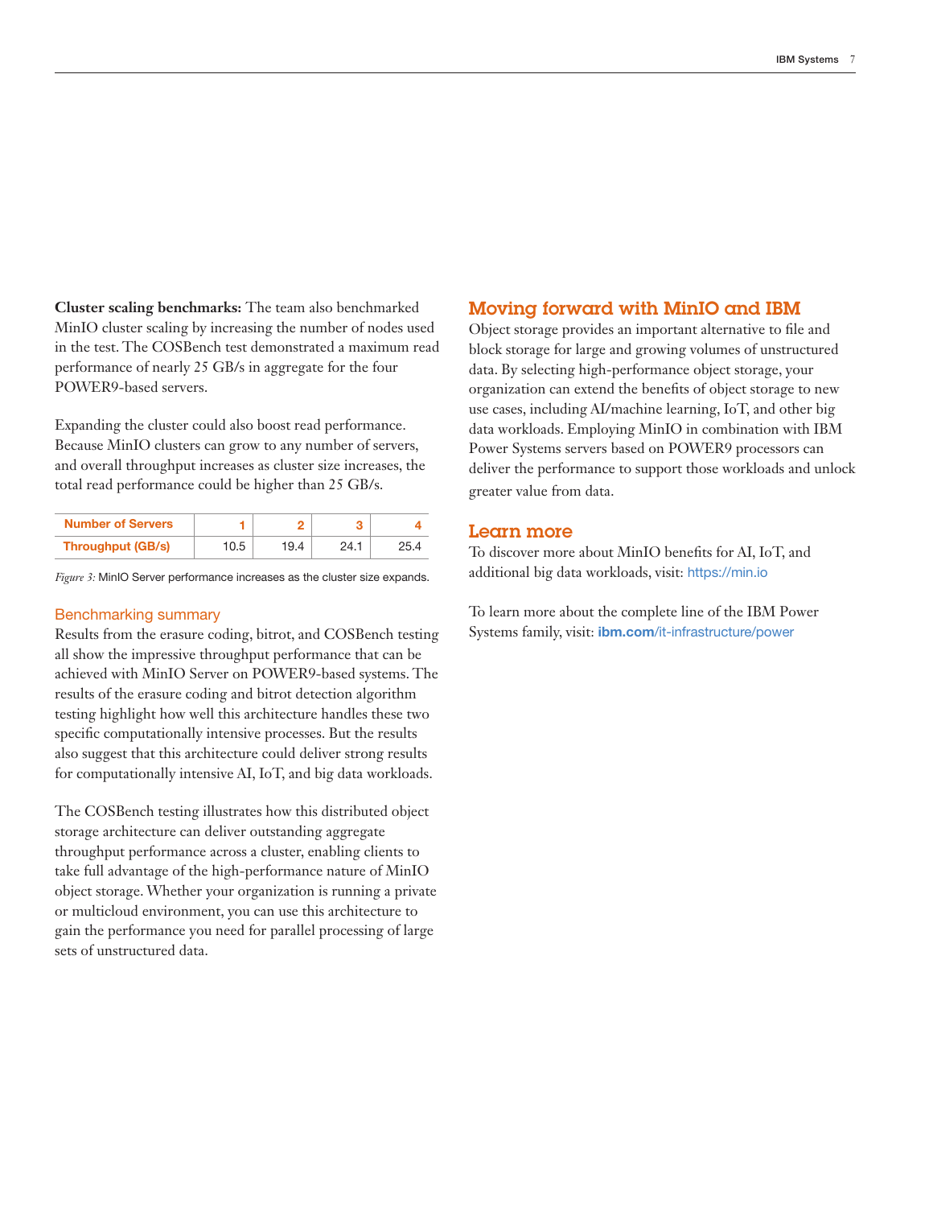**Cluster scaling benchmarks:** The team also benchmarked MinIO cluster scaling by increasing the number of nodes used in the test. The COSBench test demonstrated a maximum read performance of nearly 25 GB/s in aggregate for the four POWER9-based servers.

Expanding the cluster could also boost read performance. Because MinIO clusters can grow to any number of servers, and overall throughput increases as cluster size increases, the total read performance could be higher than 25 GB/s.

| Number of Servers | 1 | 2 | 3 | 4 |
| --- | --- | --- | --- | --- |
| Throughput (GB/s) | 10.5 | 19.4 | 24.1 | 25.4 |

*Figure 3:* MinIO Server performance increases as the cluster size expands.

### Benchmarking summary

Results from the erasure coding, bitrot, and COSBench testing all show the impressive throughput performance that can be achieved with MinIO Server on POWER9-based systems. The results of the erasure coding and bitrot detection algorithm testing highlight how well this architecture handles these two specific computationally intensive processes. But the results also suggest that this architecture could deliver strong results for computationally intensive AI, IoT, and big data workloads.

The COSBench testing illustrates how this distributed object storage architecture can deliver outstanding aggregate throughput performance across a cluster, enabling clients to take full advantage of the high-performance nature of MinIO object storage. Whether your organization is running a private or multicloud environment, you can use this architecture to gain the performance you need for parallel processing of large sets of unstructured data.

## Moving forward with MinIO and IBM

Object storage provides an important alternative to file and block storage for large and growing volumes of unstructured data. By selecting high-performance object storage, your organization can extend the benefits of object storage to new use cases, including AI/machine learning, IoT, and other big data workloads. Employing MinIO in combination with IBM Power Systems servers based on POWER9 processors can deliver the performance to support those workloads and unlock greater value from data.

## Learn more

To discover more about MinIO benefits for AI, IoT, and additional big data workloads, visit: https://min.io

To learn more about the complete line of the IBM Power Systems family, visit: **ibm.com**/it-infrastructure/power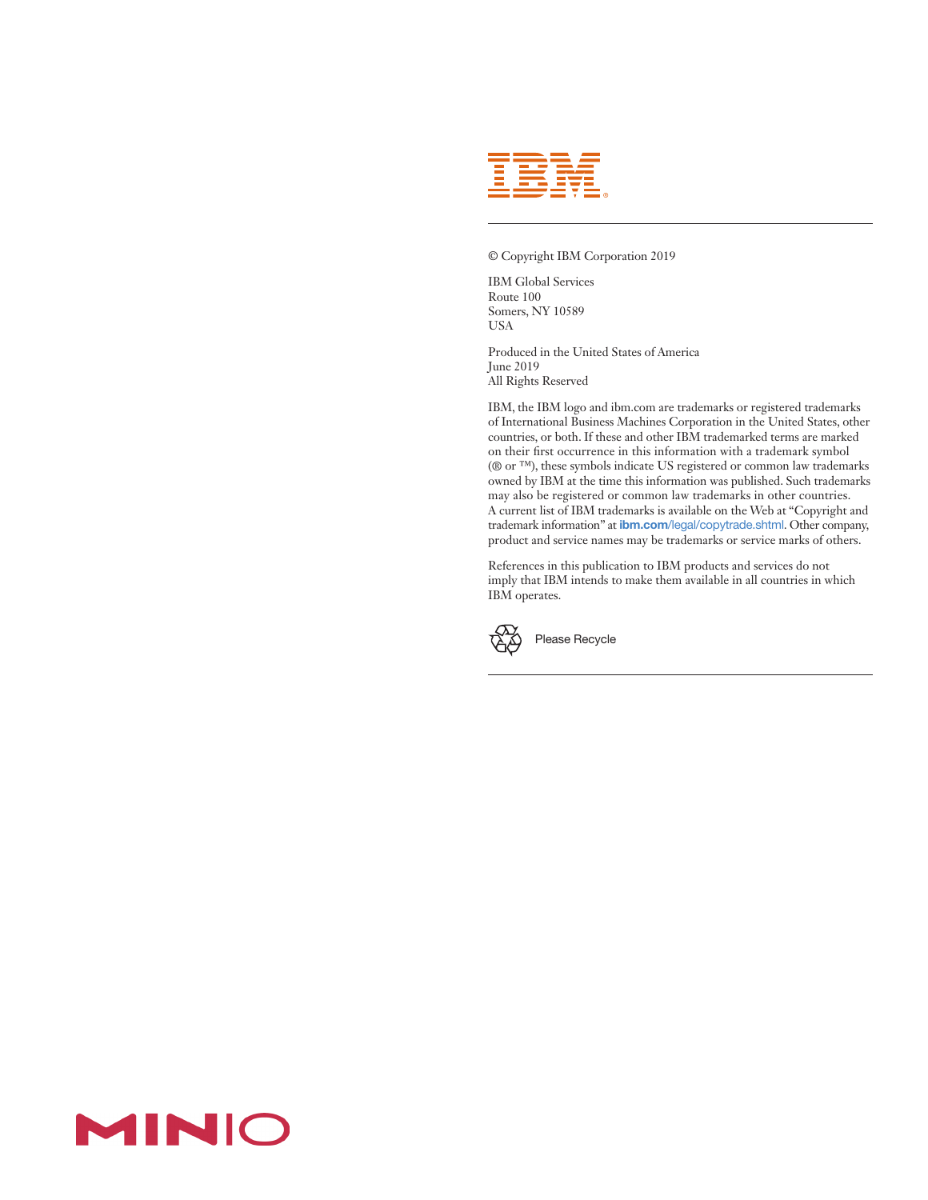© Copyright IBM Corporation 2019

IBM Global Services
Route 100
Somers, NY 10589
USA

Produced in the United States of America
June 2019
All Rights Reserved

IBM, the IBM logo and ibm.com are trademarks or registered trademarks of International Business Machines Corporation in the United States, other countries, or both. If these and other IBM trademarked terms are marked on their first occurrence in this information with a trademark symbol (® or ™), these symbols indicate US registered or common law trademarks owned by IBM at the time this information was published. Such trademarks may also be registered or common law trademarks in other countries. A current list of IBM trademarks is available on the Web at "Copyright and trademark information" at **ibm.com**/legal/copytrade.shtml. Other company, product and service names may be trademarks or service marks of others.

References in this publication to IBM products and services do not imply that IBM intends to make them available in all countries in which IBM operates.

Please Recycle